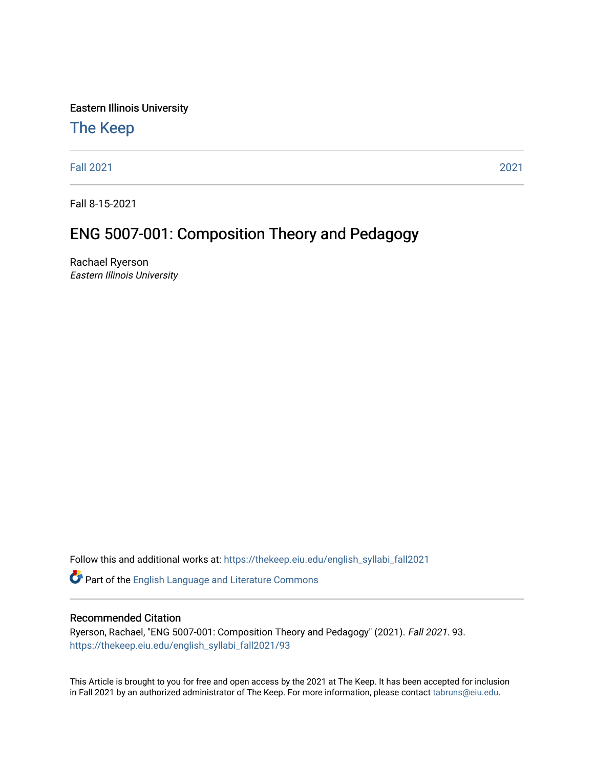Eastern Illinois University

# The Keep

Fall 2021 2021

Fall 8-15-2021

## ENG 5007-001: Composition Theory and Pedagogy

Rachael Ryerson
*Eastern Illinois University*

Follow this and additional works at: https://thekeep.eiu.edu/english_syllabi_fall2021

Part of the English Language and Literature Commons

### Recommended Citation

Ryerson, Rachael, "ENG 5007-001: Composition Theory and Pedagogy" (2021). *Fall 2021*. 93.
https://thekeep.eiu.edu/english_syllabi_fall2021/93

This Article is brought to you for free and open access by the 2021 at The Keep. It has been accepted for inclusion in Fall 2021 by an authorized administrator of The Keep. For more information, please contact tabruns@eiu.edu.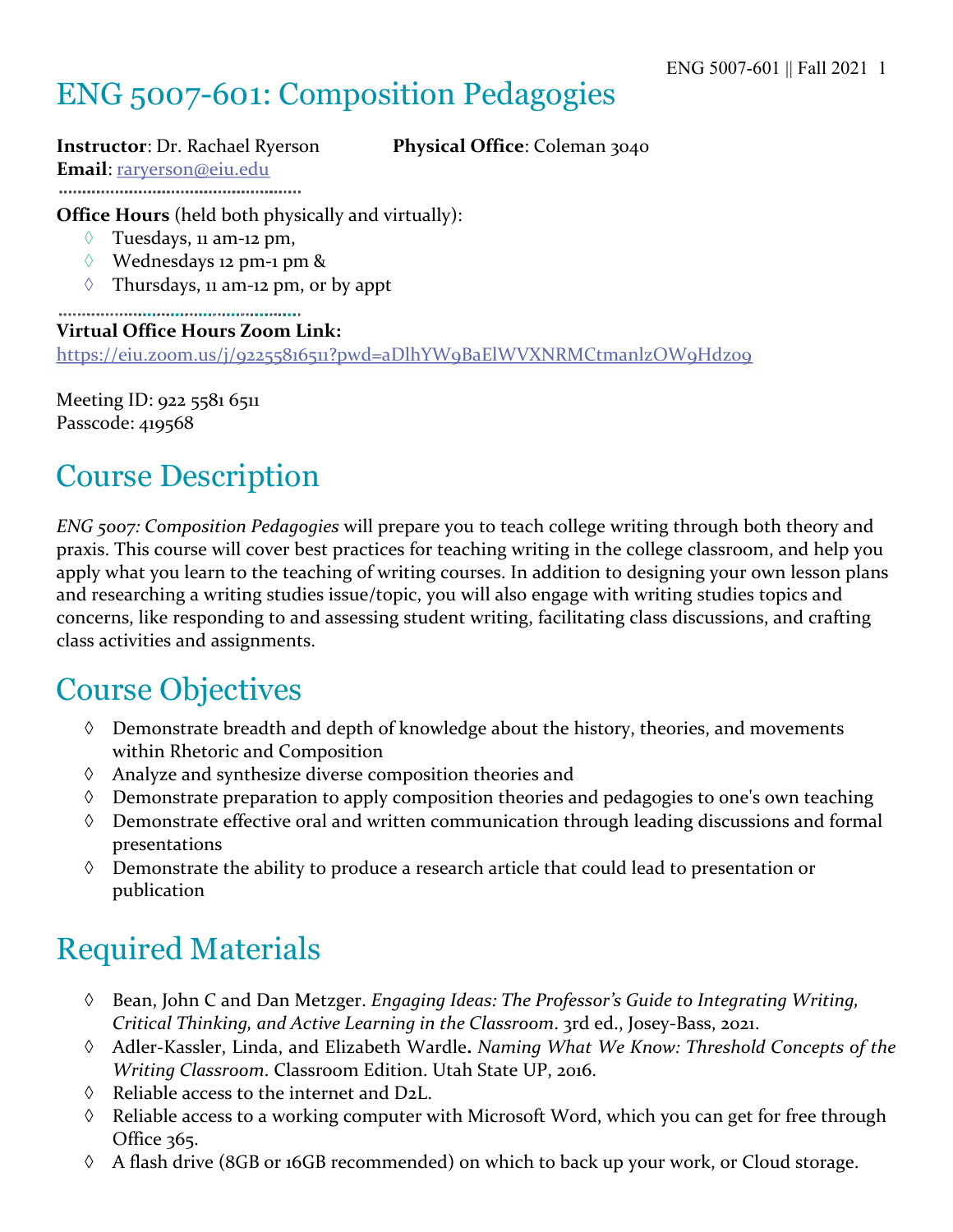# ENG 5007-601: Composition Pedagogies

**Instructor**: Dr. Rachael Ryerson **Physical Office**: Coleman 3040

**Email**: [raryerson@eiu.edu](mailto:raryerson@eiu.edu)

**Office Hours** (held both physically and virtually):

- Tuesdays, 11 am-12 pm,
- Wednesdays 12 pm-1 pm &
- Thursdays, 11 am-12 pm, or by appt

**Virtual Office Hours Zoom Link:**
https://eiu.zoom.us/j/92255816511?pwd=aDlhYW9BaElWVXNRMCtmanlzOW9Hdz09

Meeting ID: 922 5581 6511
Passcode: 419568

## Course Description

*ENG 5007: Composition Pedagogies* will prepare you to teach college writing through both theory and praxis. This course will cover best practices for teaching writing in the college classroom, and help you apply what you learn to the teaching of writing courses. In addition to designing your own lesson plans and researching a writing studies issue/topic, you will also engage with writing studies topics and concerns, like responding to and assessing student writing, facilitating class discussions, and crafting class activities and assignments.

## Course Objectives

- Demonstrate breadth and depth of knowledge about the history, theories, and movements within Rhetoric and Composition
- Analyze and synthesize diverse composition theories and
- Demonstrate preparation to apply composition theories and pedagogies to one's own teaching
- Demonstrate effective oral and written communication through leading discussions and formal presentations
- Demonstrate the ability to produce a research article that could lead to presentation or publication

## Required Materials

- Bean, John C and Dan Metzger. *Engaging Ideas: The Professor's Guide to Integrating Writing, Critical Thinking, and Active Learning in the Classroom*. 3rd ed., Josey-Bass, 2021.
- Adler-Kassler, Linda, and Elizabeth Wardle**.** *Naming What We Know: Threshold Concepts of the Writing Classroom*. Classroom Edition. Utah State UP, 2016.
- Reliable access to the internet and D2L.
- Reliable access to a working computer with Microsoft Word, which you can get for free through Office 365.
- A flash drive (8GB or 16GB recommended) on which to back up your work, or Cloud storage.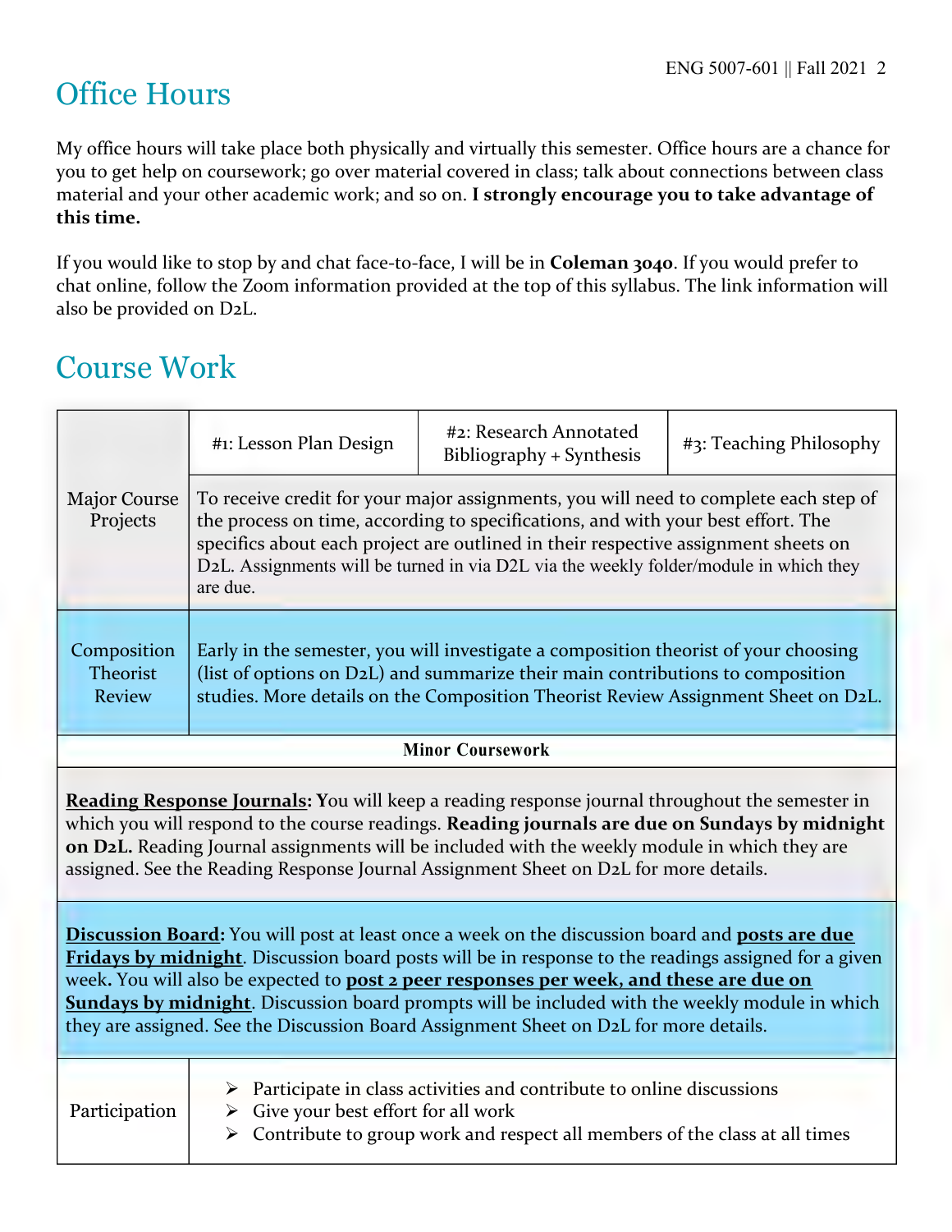# Office Hours

My office hours will take place both physically and virtually this semester. Office hours are a chance for you to get help on coursework; go over material covered in class; talk about connections between class material and your other academic work; and so on. **I strongly encourage you to take advantage of this time.**

If you would like to stop by and chat face-to-face, I will be in **Coleman 3040**. If you would prefer to chat online, follow the Zoom information provided at the top of this syllabus. The link information will also be provided on D2L.

# Course Work

| | | | |
|---|---|---|---|
| Major Course Projects | #1: Lesson Plan Design | #2: Research Annotated Bibliography + Synthesis | #3: Teaching Philosophy |
| | To receive credit for your major assignments, you will need to complete each step of the process on time, according to specifications, and with your best effort. The specifics about each project are outlined in their respective assignment sheets on D2L. Assignments will be turned in via D2L via the weekly folder/module in which they are due. | | |
| Composition Theorist Review | Early in the semester, you will investigate a composition theorist of your choosing (list of options on D2L) and summarize their main contributions to composition studies. More details on the Composition Theorist Review Assignment Sheet on D2L. | | |

**Minor Coursework**

**Reading Response Journals:** You will keep a reading response journal throughout the semester in which you will respond to the course readings. **Reading journals are due on Sundays by midnight on D2L.** Reading Journal assignments will be included with the weekly module in which they are assigned. See the Reading Response Journal Assignment Sheet on D2L for more details.

**Discussion Board:** You will post at least once a week on the discussion board and **posts are due Fridays by midnight**. Discussion board posts will be in response to the readings assigned for a given week. You will also be expected to **post 2 peer responses per week, and these are due on Sundays by midnight**. Discussion board prompts will be included with the weekly module in which they are assigned. See the Discussion Board Assignment Sheet on D2L for more details.

| | |
|---|---|
| Participation | ➢ Participate in class activities and contribute to online discussions<br>➢ Give your best effort for all work<br>➢ Contribute to group work and respect all members of the class at all times |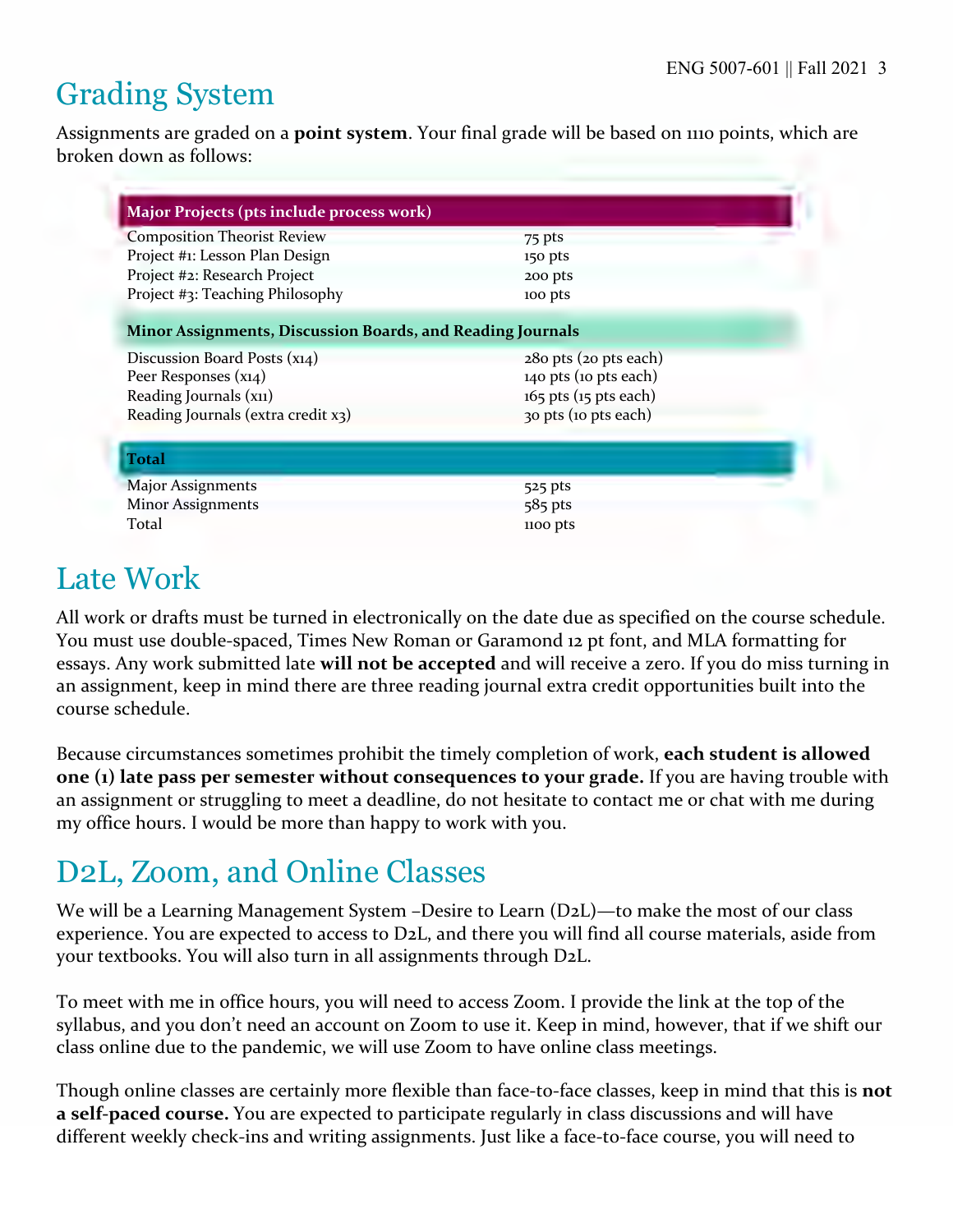## Grading System

Assignments are graded on a **point system**. Your final grade will be based on 1110 points, which are broken down as follows:

| Major Projects (pts include process work) | |
|---|---|
| Composition Theorist Review | 75 pts |
| Project #1: Lesson Plan Design | 150 pts |
| Project #2: Research Project | 200 pts |
| Project #3: Teaching Philosophy | 100 pts |
| **Minor Assignments, Discussion Boards, and Reading Journals** | |
| Discussion Board Posts (x14) | 280 pts (20 pts each) |
| Peer Responses (x14) | 140 pts (10 pts each) |
| Reading Journals (x11) | 165 pts (15 pts each) |
| Reading Journals (extra credit x3) | 30 pts (10 pts each) |
| **Total** | |
| Major Assignments | 525 pts |
| Minor Assignments | 585 pts |
| Total | 1100 pts |

## Late Work

All work or drafts must be turned in electronically on the date due as specified on the course schedule. You must use double-spaced, Times New Roman or Garamond 12 pt font, and MLA formatting for essays. Any work submitted late **will not be accepted** and will receive a zero. If you do miss turning in an assignment, keep in mind there are three reading journal extra credit opportunities built into the course schedule.

Because circumstances sometimes prohibit the timely completion of work, **each student is allowed one (1) late pass per semester without consequences to your grade.** If you are having trouble with an assignment or struggling to meet a deadline, do not hesitate to contact me or chat with me during my office hours. I would be more than happy to work with you.

## D2L, Zoom, and Online Classes

We will be a Learning Management System –Desire to Learn (D2L)—to make the most of our class experience. You are expected to access to D2L, and there you will find all course materials, aside from your textbooks. You will also turn in all assignments through D2L.

To meet with me in office hours, you will need to access Zoom. I provide the link at the top of the syllabus, and you don't need an account on Zoom to use it. Keep in mind, however, that if we shift our class online due to the pandemic, we will use Zoom to have online class meetings.

Though online classes are certainly more flexible than face-to-face classes, keep in mind that this is **not a self-paced course.** You are expected to participate regularly in class discussions and will have different weekly check-ins and writing assignments. Just like a face-to-face course, you will need to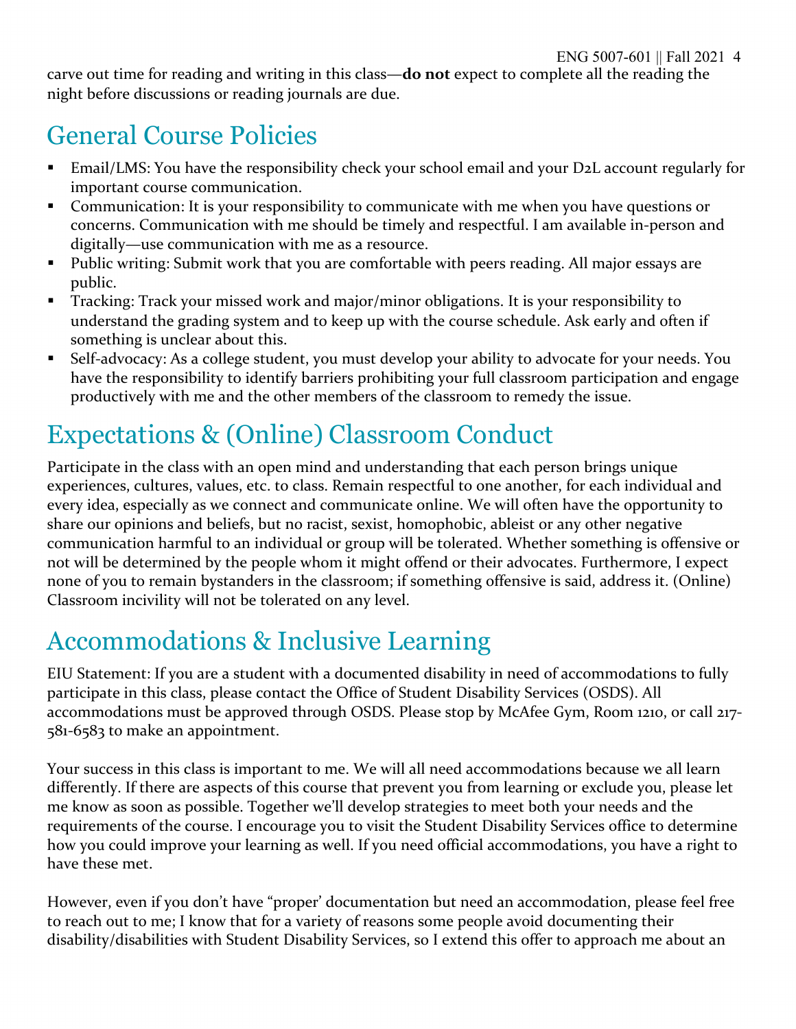carve out time for reading and writing in this class—**do not** expect to complete all the reading the night before discussions or reading journals are due.

# General Course Policies

- Email/LMS: You have the responsibility check your school email and your D2L account regularly for important course communication.
- Communication: It is your responsibility to communicate with me when you have questions or concerns. Communication with me should be timely and respectful. I am available in-person and digitally—use communication with me as a resource.
- Public writing: Submit work that you are comfortable with peers reading. All major essays are public.
- Tracking: Track your missed work and major/minor obligations. It is your responsibility to understand the grading system and to keep up with the course schedule. Ask early and often if something is unclear about this.
- Self-advocacy: As a college student, you must develop your ability to advocate for your needs. You have the responsibility to identify barriers prohibiting your full classroom participation and engage productively with me and the other members of the classroom to remedy the issue.

# Expectations & (Online) Classroom Conduct

Participate in the class with an open mind and understanding that each person brings unique experiences, cultures, values, etc. to class. Remain respectful to one another, for each individual and every idea, especially as we connect and communicate online. We will often have the opportunity to share our opinions and beliefs, but no racist, sexist, homophobic, ableist or any other negative communication harmful to an individual or group will be tolerated. Whether something is offensive or not will be determined by the people whom it might offend or their advocates. Furthermore, I expect none of you to remain bystanders in the classroom; if something offensive is said, address it. (Online) Classroom incivility will not be tolerated on any level.

# Accommodations & Inclusive Learning

EIU Statement: If you are a student with a documented disability in need of accommodations to fully participate in this class, please contact the Office of Student Disability Services (OSDS). All accommodations must be approved through OSDS. Please stop by McAfee Gym, Room 1210, or call 217-581-6583 to make an appointment.

Your success in this class is important to me. We will all need accommodations because we all learn differently. If there are aspects of this course that prevent you from learning or exclude you, please let me know as soon as possible. Together we'll develop strategies to meet both your needs and the requirements of the course. I encourage you to visit the Student Disability Services office to determine how you could improve your learning as well. If you need official accommodations, you have a right to have these met.

However, even if you don't have "proper' documentation but need an accommodation, please feel free to reach out to me; I know that for a variety of reasons some people avoid documenting their disability/disabilities with Student Disability Services, so I extend this offer to approach me about an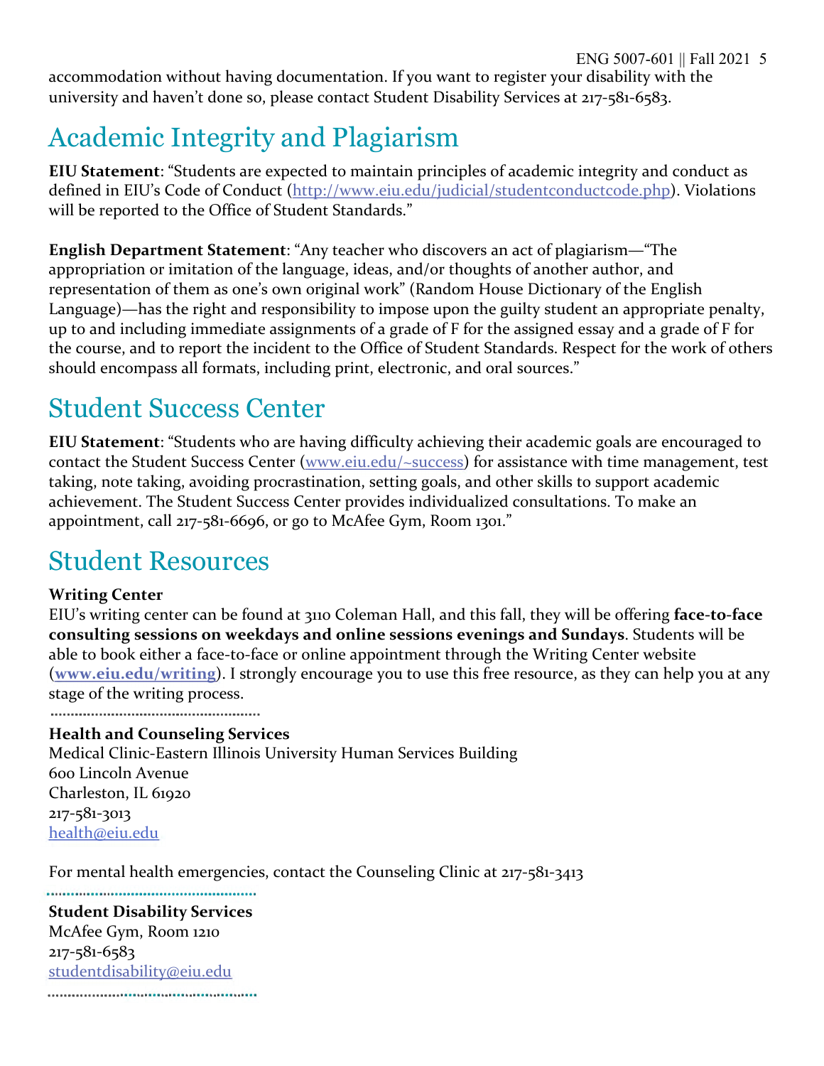accommodation without having documentation. If you want to register your disability with the university and haven't done so, please contact Student Disability Services at 217-581-6583.

# Academic Integrity and Plagiarism

**EIU Statement**: "Students are expected to maintain principles of academic integrity and conduct as defined in EIU's Code of Conduct (http://www.eiu.edu/judicial/studentconductcode.php). Violations will be reported to the Office of Student Standards."

**English Department Statement**: "Any teacher who discovers an act of plagiarism—"The appropriation or imitation of the language, ideas, and/or thoughts of another author, and representation of them as one's own original work" (Random House Dictionary of the English Language)—has the right and responsibility to impose upon the guilty student an appropriate penalty, up to and including immediate assignments of a grade of F for the assigned essay and a grade of F for the course, and to report the incident to the Office of Student Standards. Respect for the work of others should encompass all formats, including print, electronic, and oral sources."

# Student Success Center

**EIU Statement**: "Students who are having difficulty achieving their academic goals are encouraged to contact the Student Success Center (www.eiu.edu/~success) for assistance with time management, test taking, note taking, avoiding procrastination, setting goals, and other skills to support academic achievement. The Student Success Center provides individualized consultations. To make an appointment, call 217-581-6696, or go to McAfee Gym, Room 1301."

# Student Resources

**Writing Center**
EIU's writing center can be found at 3110 Coleman Hall, and this fall, they will be offering **face-to-face consulting sessions on weekdays and online sessions evenings and Sundays**. Students will be able to book either a face-to-face or online appointment through the Writing Center website (**www.eiu.edu/writing**). I strongly encourage you to use this free resource, as they can help you at any stage of the writing process.

**Health and Counseling Services**
Medical Clinic-Eastern Illinois University Human Services Building
600 Lincoln Avenue
Charleston, IL 61920
217-581-3013
health@eiu.edu

For mental health emergencies, contact the Counseling Clinic at 217-581-3413

**Student Disability Services**
McAfee Gym, Room 1210
217-581-6583
studentdisability@eiu.edu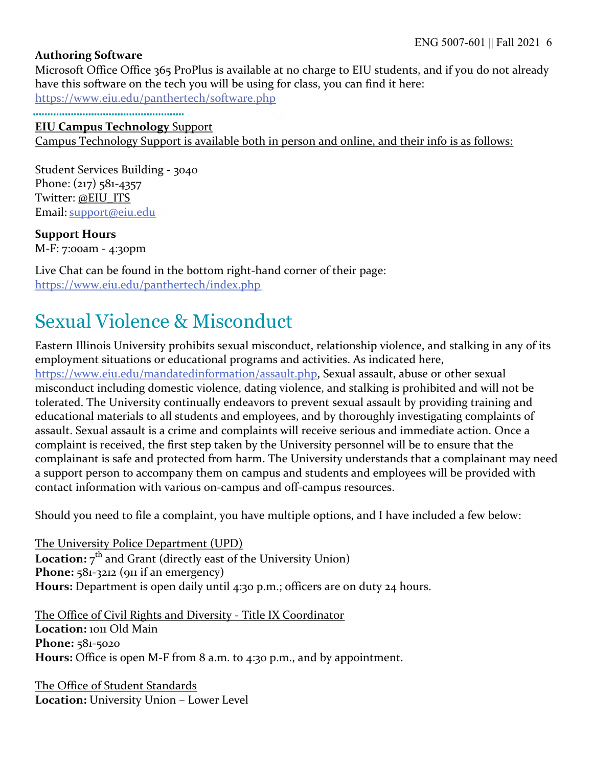**Authoring Software**

Microsoft Office Office 365 ProPlus is available at no charge to EIU students, and if you do not already have this software on the tech you will be using for class, you can find it here: https://www.eiu.edu/panthertech/software.php

**EIU Campus Technology** Support

Campus Technology Support is available both in person and online, and their info is as follows:

Student Services Building - 3040
Phone: (217) 581-4357
Twitter: @EIU_ITS
Email: support@eiu.edu

**Support Hours**
M-F: 7:00am - 4:30pm

Live Chat can be found in the bottom right-hand corner of their page: https://www.eiu.edu/panthertech/index.php

# Sexual Violence & Misconduct

Eastern Illinois University prohibits sexual misconduct, relationship violence, and stalking in any of its employment situations or educational programs and activities. As indicated here, https://www.eiu.edu/mandatedinformation/assault.php, Sexual assault, abuse or other sexual misconduct including domestic violence, dating violence, and stalking is prohibited and will not be tolerated. The University continually endeavors to prevent sexual assault by providing training and educational materials to all students and employees, and by thoroughly investigating complaints of assault. Sexual assault is a crime and complaints will receive serious and immediate action. Once a complaint is received, the first step taken by the University personnel will be to ensure that the complainant is safe and protected from harm. The University understands that a complainant may need a support person to accompany them on campus and students and employees will be provided with contact information with various on-campus and off-campus resources.

Should you need to file a complaint, you have multiple options, and I have included a few below:

The University Police Department (UPD)
**Location:** 7th and Grant (directly east of the University Union)
**Phone:** 581-3212 (911 if an emergency)
**Hours:** Department is open daily until 4:30 p.m.; officers are on duty 24 hours.

The Office of Civil Rights and Diversity - Title IX Coordinator
**Location:** 1011 Old Main
**Phone:** 581-5020
**Hours:** Office is open M-F from 8 a.m. to 4:30 p.m., and by appointment.

The Office of Student Standards
**Location:** University Union – Lower Level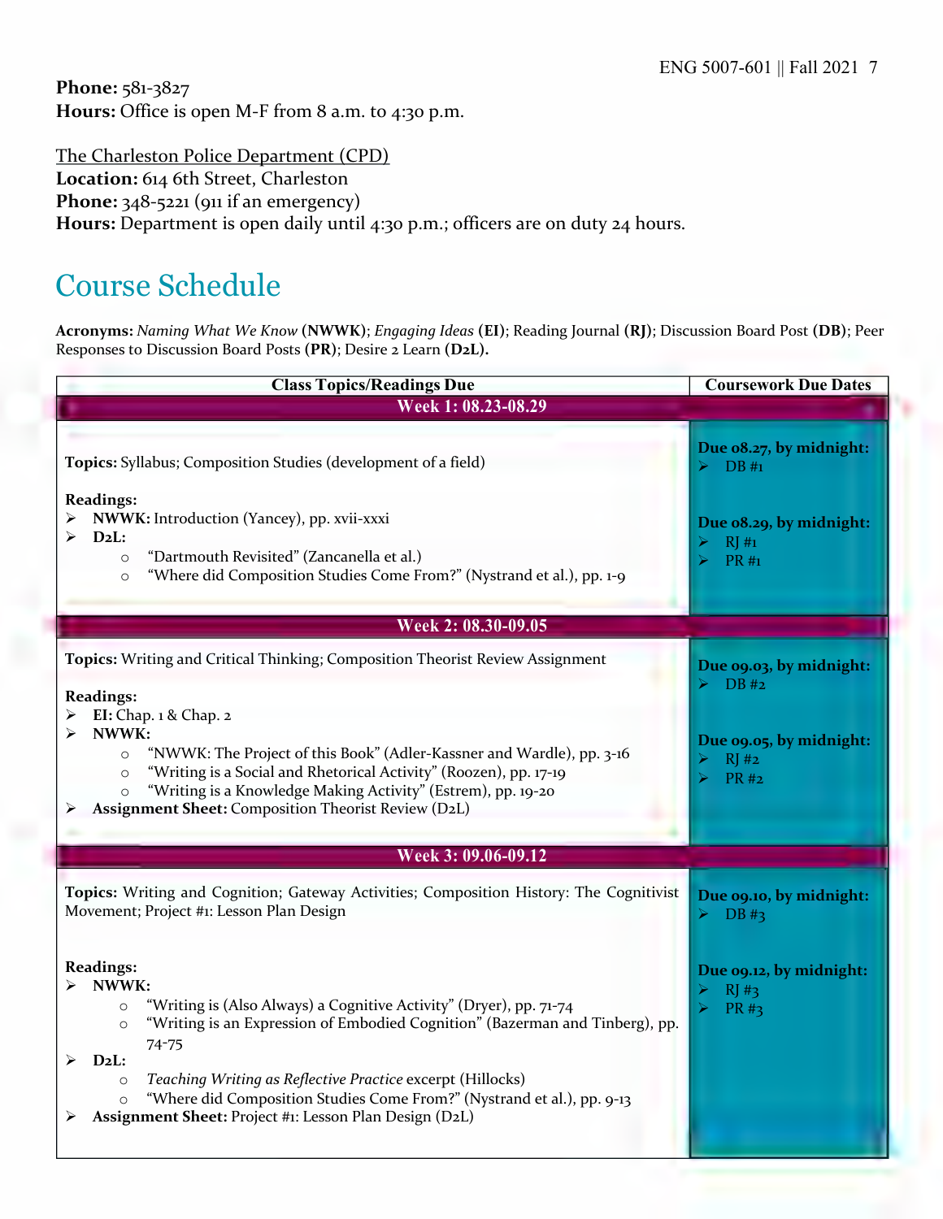**Phone:** 581-3827
**Hours:** Office is open M-F from 8 a.m. to 4:30 p.m.

The Charleston Police Department (CPD)
**Location:** 614 6th Street, Charleston
**Phone:** 348-5221 (911 if an emergency)
**Hours:** Department is open daily until 4:30 p.m.; officers are on duty 24 hours.

# Course Schedule

**Acronyms:** *Naming What We Know* **(NWWK)**; *Engaging Ideas* **(EI)**; Reading Journal **(RJ)**; Discussion Board Post **(DB)**; Peer Responses to Discussion Board Posts **(PR)**; Desire 2 Learn **(D2L).**

| Class Topics/Readings Due | Coursework Due Dates |
|---|---|
| **Week 1: 08.23-08.29** | |
| **Topics:** Syllabus; Composition Studies (development of a field)<br><br>**Readings:**<br>➢ **NWWK:** Introduction (Yancey), pp. xvii-xxxi<br>➢ **D2L:**<br>○ "Dartmouth Revisited" (Zancanella et al.)<br>○ "Where did Composition Studies Come From?" (Nystrand et al.), pp. 1-9 | **Due 08.27, by midnight:**<br>➢ DB #1<br><br>**Due 08.29, by midnight:**<br>➢ RJ #1<br>➢ PR #1 |
| **Week 2: 08.30-09.05** | |
| **Topics:** Writing and Critical Thinking; Composition Theorist Review Assignment<br><br>**Readings:**<br>➢ **EI:** Chap. 1 & Chap. 2<br>➢ **NWWK:**<br>○ "NWWK: The Project of this Book" (Adler-Kassner and Wardle), pp. 3-16<br>○ "Writing is a Social and Rhetorical Activity" (Roozen), pp. 17-19<br>○ "Writing is a Knowledge Making Activity" (Estrem), pp. 19-20<br>➢ **Assignment Sheet:** Composition Theorist Review (D2L) | **Due 09.03, by midnight:**<br>➢ DB #2<br><br>**Due 09.05, by midnight:**<br>➢ RJ #2<br>➢ PR #2 |
| **Week 3: 09.06-09.12** | |
| **Topics:** Writing and Cognition; Gateway Activities; Composition History: The Cognitivist Movement; Project #1: Lesson Plan Design<br><br>**Readings:**<br>➢ **NWWK:**<br>○ "Writing is (Also Always) a Cognitive Activity" (Dryer), pp. 71-74<br>○ "Writing is an Expression of Embodied Cognition" (Bazerman and Tinberg), pp. 74-75<br>➢ **D2L:**<br>○ *Teaching Writing as Reflective Practice* excerpt (Hillocks)<br>○ "Where did Composition Studies Come From?" (Nystrand et al.), pp. 9-13<br>➢ **Assignment Sheet:** Project #1: Lesson Plan Design (D2L) | **Due 09.10, by midnight:**<br>➢ DB #3<br><br>**Due 09.12, by midnight:**<br>➢ RJ #3<br>➢ PR #3 |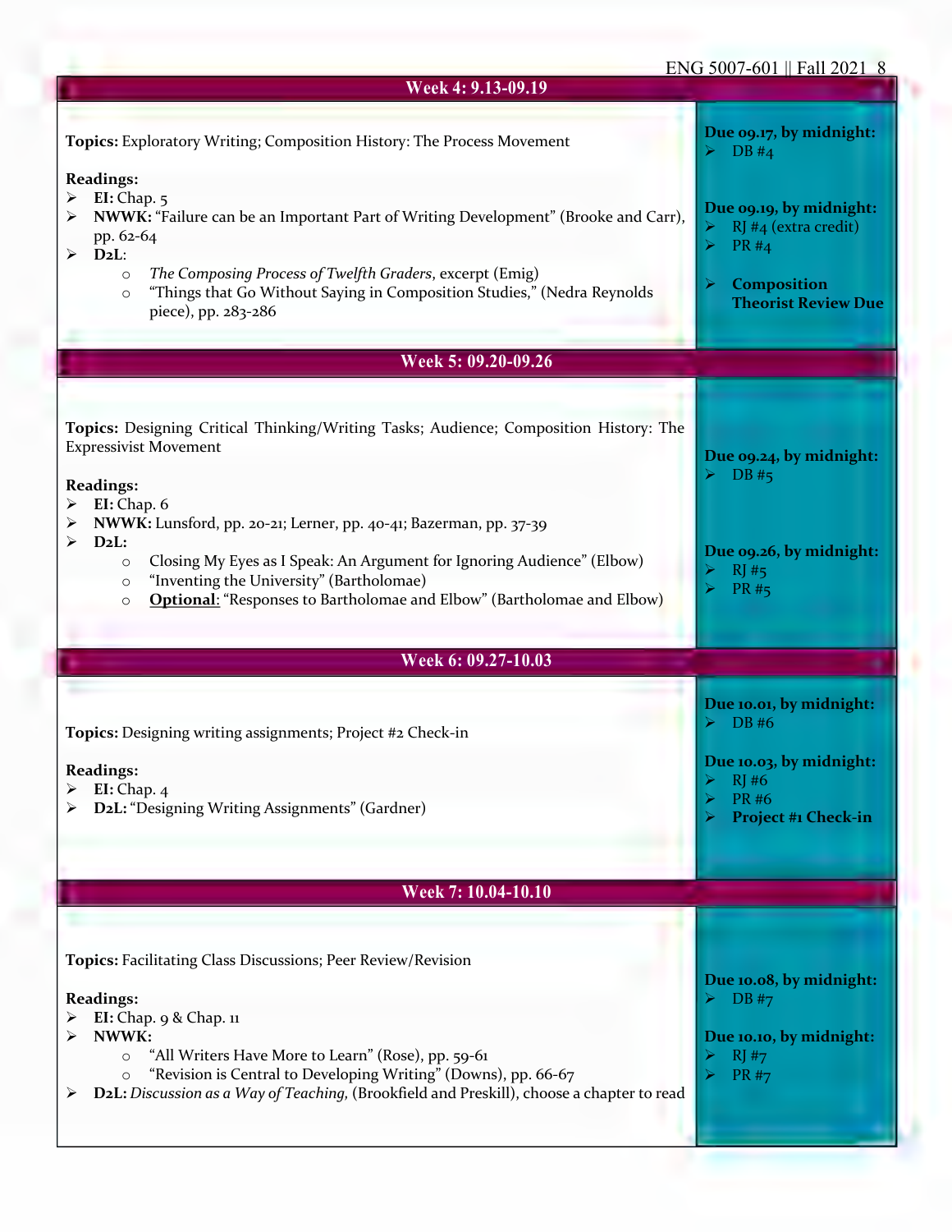## Week 4: 9.13-09.19

**Topics:** Exploratory Writing; Composition History: The Process Movement

**Readings:**
- **EI:** Chap. 5
- **NWWK:** "Failure can be an Important Part of Writing Development" (Brooke and Carr), pp. 62-64
- **D2L**:
  - *The Composing Process of Twelfth Graders*, excerpt (Emig)
  - "Things that Go Without Saying in Composition Studies," (Nedra Reynolds piece), pp. 283-286

**Due 09.17, by midnight:**
- DB #4

**Due 09.19, by midnight:**
- RJ #4 (extra credit)
- PR #4
- **Composition Theorist Review Due**

## Week 5: 09.20-09.26

**Topics:** Designing Critical Thinking/Writing Tasks; Audience; Composition History: The Expressivist Movement

**Readings:**
- **EI:** Chap. 6
- **NWWK:** Lunsford, pp. 20-21; Lerner, pp. 40-41; Bazerman, pp. 37-39
- **D2L:**
  - Closing My Eyes as I Speak: An Argument for Ignoring Audience" (Elbow)
  - "Inventing the University" (Bartholomae)
  - **Optional**: "Responses to Bartholomae and Elbow" (Bartholomae and Elbow)

**Due 09.24, by midnight:**
- DB #5

**Due 09.26, by midnight:**
- RJ #5
- PR #5

## Week 6: 09.27-10.03

**Topics:** Designing writing assignments; Project #2 Check-in

**Readings:**
- **EI:** Chap. 4
- **D2L:** "Designing Writing Assignments" (Gardner)

**Due 10.01, by midnight:**
- DB #6

**Due 10.03, by midnight:**
- RJ #6
- PR #6
- **Project #1 Check-in**

## Week 7: 10.04-10.10

**Topics:** Facilitating Class Discussions; Peer Review/Revision

**Readings:**
- **EI:** Chap. 9 & Chap. 11
- **NWWK:**
  - "All Writers Have More to Learn" (Rose), pp. 59-61
  - "Revision is Central to Developing Writing" (Downs), pp. 66-67
- **D2L:** *Discussion as a Way of Teaching,* (Brookfield and Preskill), choose a chapter to read

**Due 10.08, by midnight:**
- DB #7

**Due 10.10, by midnight:**
- RJ #7
- PR #7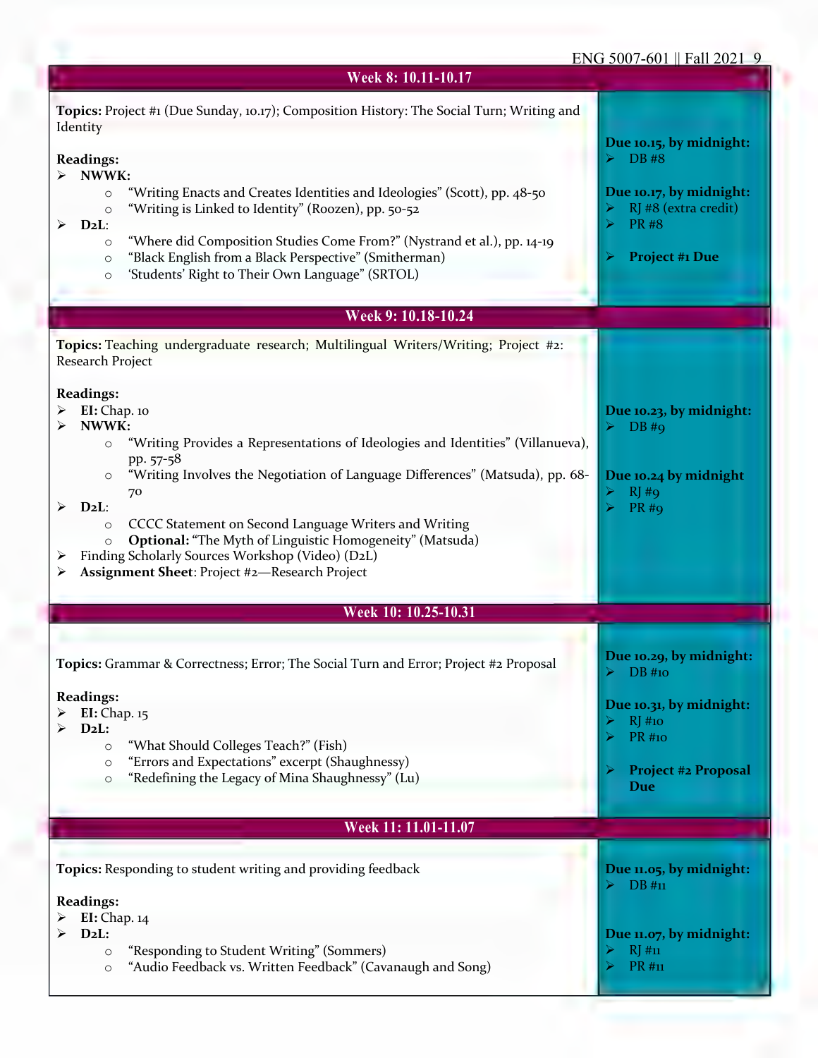## Week 8: 10.11-10.17

**Topics:** Project #1 (Due Sunday, 10.17); Composition History: The Social Turn; Writing and Identity

**Readings:**
- **NWWK:**
  - "Writing Enacts and Creates Identities and Ideologies" (Scott), pp. 48-50
  - "Writing is Linked to Identity" (Roozen), pp. 50-52
- **D2L**:
  - "Where did Composition Studies Come From?" (Nystrand et al.), pp. 14-19
  - "Black English from a Black Perspective" (Smitherman)
  - 'Students' Right to Their Own Language" (SRTOL)

**Due 10.15, by midnight:**
- DB #8

**Due 10.17, by midnight:**
- RJ #8 (extra credit)
- PR #8

- **Project #1 Due**

## Week 9: 10.18-10.24

**Topics:** Teaching undergraduate research; Multilingual Writers/Writing; Project #2: Research Project

**Readings:**
- **EI:** Chap. 10
- **NWWK:**
  - "Writing Provides a Representations of Ideologies and Identities" (Villanueva), pp. 57-58
  - "Writing Involves the Negotiation of Language Differences" (Matsuda), pp. 68-70
- **D2L**:
  - CCCC Statement on Second Language Writers and Writing
  - **Optional:** "The Myth of Linguistic Homogeneity" (Matsuda)
- Finding Scholarly Sources Workshop (Video) (D2L)
- **Assignment Sheet**: Project #2—Research Project

**Due 10.23, by midnight:**
- DB #9

**Due 10.24 by midnight**
- RJ #9
- PR #9

## Week 10: 10.25-10.31

**Topics:** Grammar & Correctness; Error; The Social Turn and Error; Project #2 Proposal

**Readings:**
- **EI:** Chap. 15
- **D2L:**
  - "What Should Colleges Teach?" (Fish)
  - "Errors and Expectations" excerpt (Shaughnessy)
  - "Redefining the Legacy of Mina Shaughnessy" (Lu)

**Due 10.29, by midnight:**
- DB #10

**Due 10.31, by midnight:**
- RJ #10
- PR #10

- **Project #2 Proposal Due**

## Week 11: 11.01-11.07

**Topics:** Responding to student writing and providing feedback

**Readings:**
- **EI:** Chap. 14
- **D2L:**
  - "Responding to Student Writing" (Sommers)
  - "Audio Feedback vs. Written Feedback" (Cavanaugh and Song)

**Due 11.05, by midnight:**
- DB #11

**Due 11.07, by midnight:**
- RJ #11
- PR #11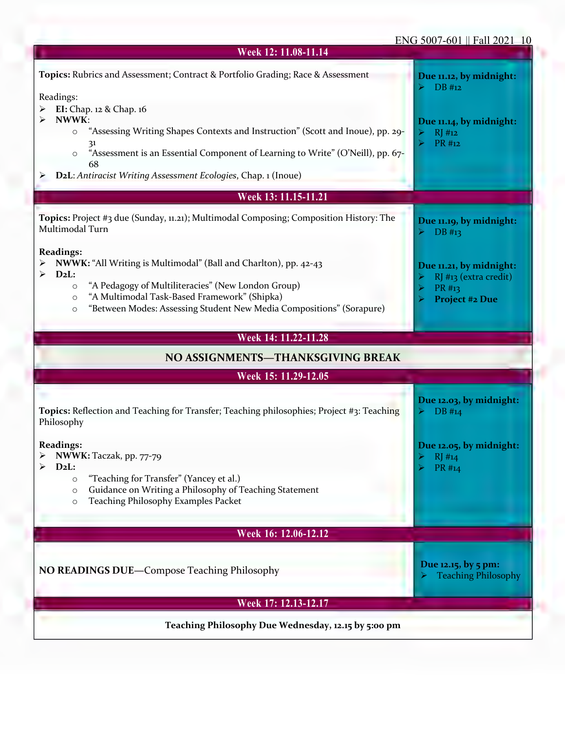## Week 12: 11.08-11.14

**Topics:** Rubrics and Assessment; Contract & Portfolio Grading; Race & Assessment

Readings:

- **EI:** Chap. 12 & Chap. 16
- **NWWK**:
  - "Assessing Writing Shapes Contexts and Instruction" (Scott and Inoue), pp. 29-31
  - "Assessment is an Essential Component of Learning to Write" (O'Neill), pp. 67-68
- **D2L**: *Antiracist Writing Assessment Ecologies*, Chap. 1 (Inoue)

**Due 11.12, by midnight:**

- DB #12

**Due 11.14, by midnight:**

- RJ #12
- PR #12

## Week 13: 11.15-11.21

**Topics:** Project #3 due (Sunday, 11.21); Multimodal Composing; Composition History: The Multimodal Turn

**Readings:**

- **NWWK:** "All Writing is Multimodal" (Ball and Charlton), pp. 42-43
- **D2L:**
  - "A Pedagogy of Multiliteracies" (New London Group)
  - "A Multimodal Task-Based Framework" (Shipka)
  - "Between Modes: Assessing Student New Media Compositions" (Sorapure)

**Due 11.19, by midnight:**

- DB #13

**Due 11.21, by midnight:**

- RJ #13 (extra credit)
- PR #13
- **Project #2 Due**

## Week 14: 11.22-11.28

**NO ASSIGNMENTS—THANKSGIVING BREAK**

## Week 15: 11.29-12.05

**Topics:** Reflection and Teaching for Transfer; Teaching philosophies; Project #3: Teaching Philosophy

**Readings:**

- **NWWK:** Taczak, pp. 77-79
- **D2L:**
  - "Teaching for Transfer" (Yancey et al.)
  - Guidance on Writing a Philosophy of Teaching Statement
  - Teaching Philosophy Examples Packet

**Due 12.03, by midnight:**

- DB #14

**Due 12.05, by midnight:**

- RJ #14
- PR #14

## Week 16: 12.06-12.12

**NO READINGS DUE**—Compose Teaching Philosophy

**Due 12.15, by 5 pm:**

- Teaching Philosophy

## Week 17: 12.13-12.17

**Teaching Philosophy Due Wednesday, 12.15 by 5:00 pm**